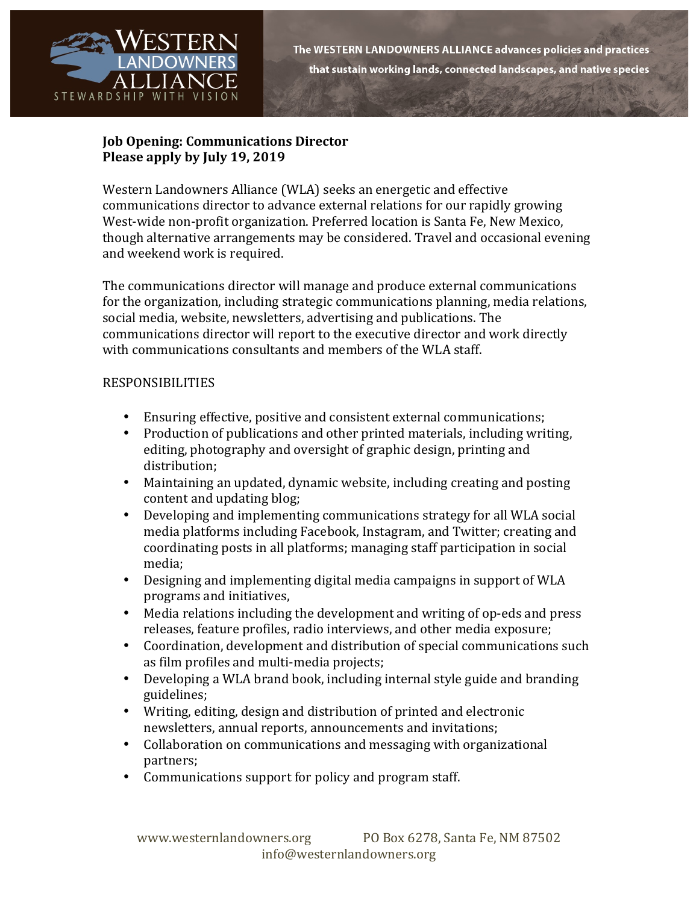**WESTERN LANDOWNERS ALLIANCE**
STEWARDSHIP WITH VISION

**The WESTERN LANDOWNERS ALLIANCE advances policies and practices that sustain working lands, connected landscapes, and native species**

**Job Opening: Communications Director**
**Please apply by July 19, 2019**

Western Landowners Alliance (WLA) seeks an energetic and effective communications director to advance external relations for our rapidly growing West-wide non-profit organization. Preferred location is Santa Fe, New Mexico, though alternative arrangements may be considered. Travel and occasional evening and weekend work is required.

The communications director will manage and produce external communications for the organization, including strategic communications planning, media relations, social media, website, newsletters, advertising and publications. The communications director will report to the executive director and work directly with communications consultants and members of the WLA staff.

RESPONSIBILITIES

- Ensuring effective, positive and consistent external communications;
- Production of publications and other printed materials, including writing, editing, photography and oversight of graphic design, printing and distribution;
- Maintaining an updated, dynamic website, including creating and posting content and updating blog;
- Developing and implementing communications strategy for all WLA social media platforms including Facebook, Instagram, and Twitter; creating and coordinating posts in all platforms; managing staff participation in social media;
- Designing and implementing digital media campaigns in support of WLA programs and initiatives,
- Media relations including the development and writing of op-eds and press releases, feature profiles, radio interviews, and other media exposure;
- Coordination, development and distribution of special communications such as film profiles and multi-media projects;
- Developing a WLA brand book, including internal style guide and branding guidelines;
- Writing, editing, design and distribution of printed and electronic newsletters, annual reports, announcements and invitations;
- Collaboration on communications and messaging with organizational partners;
- Communications support for policy and program staff.

www.westernlandowners.org PO Box 6278, Santa Fe, NM 87502
info@westernlandowners.org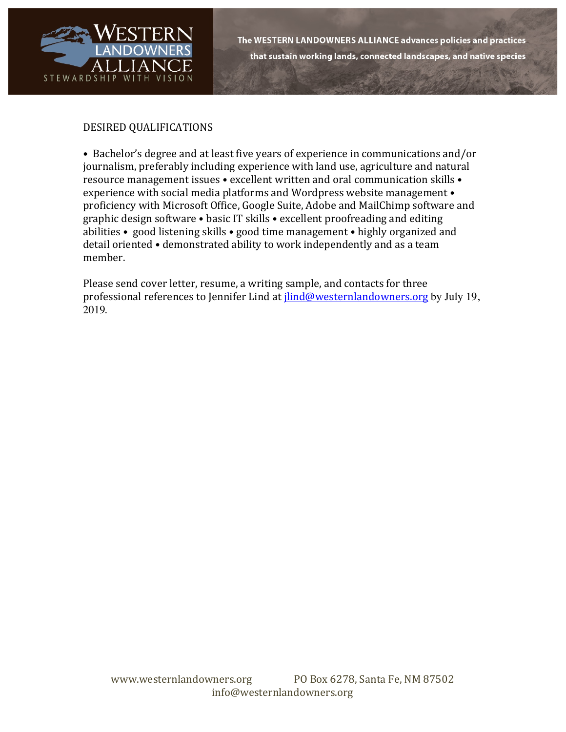DESIRED QUALIFICATIONS

• Bachelor's degree and at least five years of experience in communications and/or journalism, preferably including experience with land use, agriculture and natural resource management issues • excellent written and oral communication skills • experience with social media platforms and Wordpress website management • proficiency with Microsoft Office, Google Suite, Adobe and MailChimp software and graphic design software • basic IT skills • excellent proofreading and editing abilities • good listening skills • good time management • highly organized and detail oriented • demonstrated ability to work independently and as a team member.

Please send cover letter, resume, a writing sample, and contacts for three professional references to Jennifer Lind at jlind@westernlandowners.org by July 19, 2019.